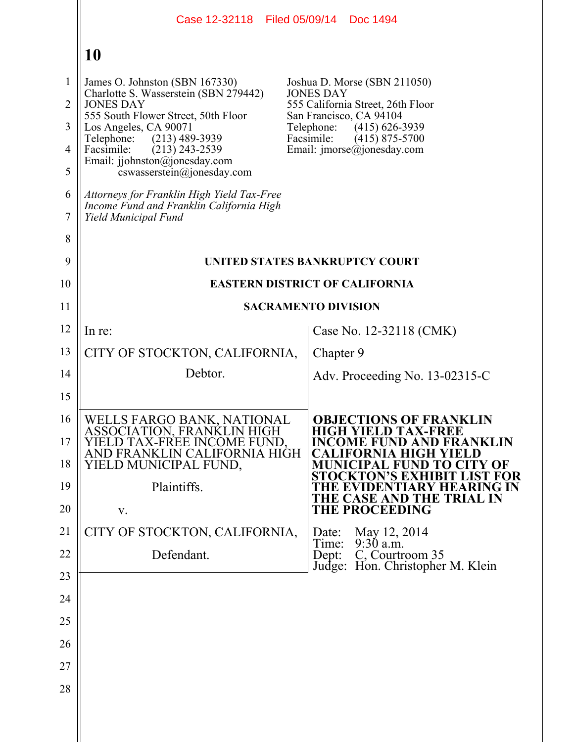Case 12-32118 Filed 05/09/14 Doc 1494

**10**

James O. Johnston (SBN 167330)
Charlotte S. Wasserstein (SBN 279442)
JONES DAY
555 South Flower Street, 50th Floor
Los Angeles, CA 90071
Telephone: (213) 489-3939
Facsimile: (213) 243-2539
Email: jjohnston@jonesday.com
cswasserstein@jonesday.com

Joshua D. Morse (SBN 211050)
JONES DAY
555 California Street, 26th Floor
San Francisco, CA 94104
Telephone: (415) 626-3939
Facsimile: (415) 875-5700
Email: jmorse@jonesday.com

*Attorneys for Franklin High Yield Tax-Free Income Fund and Franklin California High Yield Municipal Fund*

**UNITED STATES BANKRUPTCY COURT**

**EASTERN DISTRICT OF CALIFORNIA**

**SACRAMENTO DIVISION**

| | |
|---|---|
| In re:<br><br>CITY OF STOCKTON, CALIFORNIA,<br><br>Debtor. | Case No. 12-32118 (CMK)<br><br>Chapter 9<br><br>Adv. Proceeding No. 13-02315-C |
| WELLS FARGO BANK, NATIONAL ASSOCIATION, FRANKLIN HIGH YIELD TAX-FREE INCOME FUND, AND FRANKLIN CALIFORNIA HIGH YIELD MUNICIPAL FUND,<br><br>Plaintiffs.<br><br>v.<br><br>CITY OF STOCKTON, CALIFORNIA,<br><br>Defendant. | **OBJECTIONS OF FRANKLIN HIGH YIELD TAX-FREE INCOME FUND AND FRANKLIN CALIFORNIA HIGH YIELD MUNICIPAL FUND TO CITY OF STOCKTON'S EXHIBIT LIST FOR THE EVIDENTIARY HEARING IN THE CASE AND THE TRIAL IN THE PROCEEDING**<br><br>Date: May 12, 2014<br>Time: 9:30 a.m.<br>Dept: C, Courtroom 35<br>Judge: Hon. Christopher M. Klein |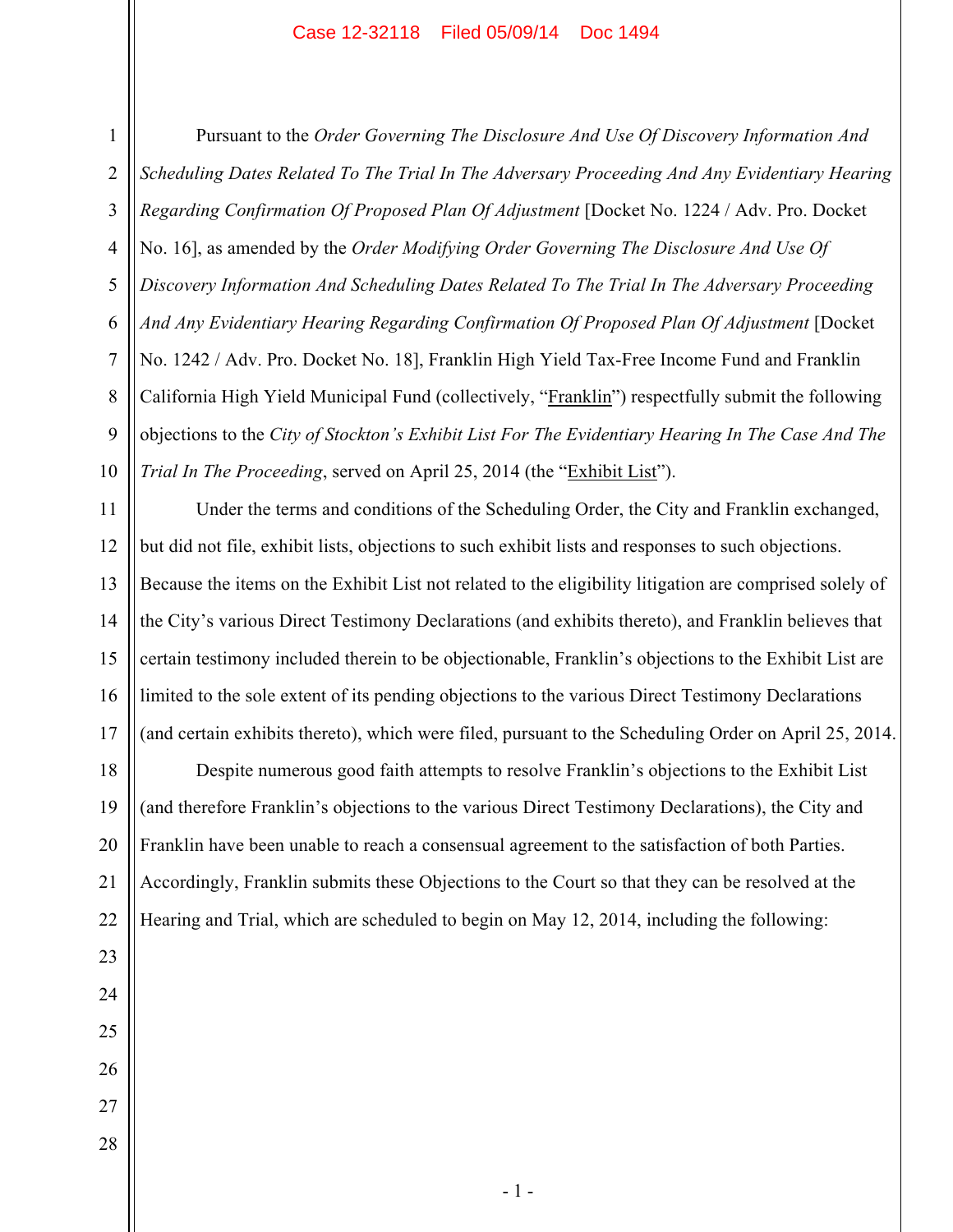Pursuant to the *Order Governing The Disclosure And Use Of Discovery Information And Scheduling Dates Related To The Trial In The Adversary Proceeding And Any Evidentiary Hearing Regarding Confirmation Of Proposed Plan Of Adjustment* [Docket No. 1224 / Adv. Pro. Docket No. 16], as amended by the *Order Modifying Order Governing The Disclosure And Use Of Discovery Information And Scheduling Dates Related To The Trial In The Adversary Proceeding And Any Evidentiary Hearing Regarding Confirmation Of Proposed Plan Of Adjustment* [Docket No. 1242 / Adv. Pro. Docket No. 18], Franklin High Yield Tax-Free Income Fund and Franklin California High Yield Municipal Fund (collectively, "Franklin") respectfully submit the following objections to the *City of Stockton's Exhibit List For The Evidentiary Hearing In The Case And The Trial In The Proceeding*, served on April 25, 2014 (the "Exhibit List").

Under the terms and conditions of the Scheduling Order, the City and Franklin exchanged, but did not file, exhibit lists, objections to such exhibit lists and responses to such objections. Because the items on the Exhibit List not related to the eligibility litigation are comprised solely of the City's various Direct Testimony Declarations (and exhibits thereto), and Franklin believes that certain testimony included therein to be objectionable, Franklin's objections to the Exhibit List are limited to the sole extent of its pending objections to the various Direct Testimony Declarations (and certain exhibits thereto), which were filed, pursuant to the Scheduling Order on April 25, 2014.

Despite numerous good faith attempts to resolve Franklin's objections to the Exhibit List (and therefore Franklin's objections to the various Direct Testimony Declarations), the City and Franklin have been unable to reach a consensual agreement to the satisfaction of both Parties. Accordingly, Franklin submits these Objections to the Court so that they can be resolved at the Hearing and Trial, which are scheduled to begin on May 12, 2014, including the following: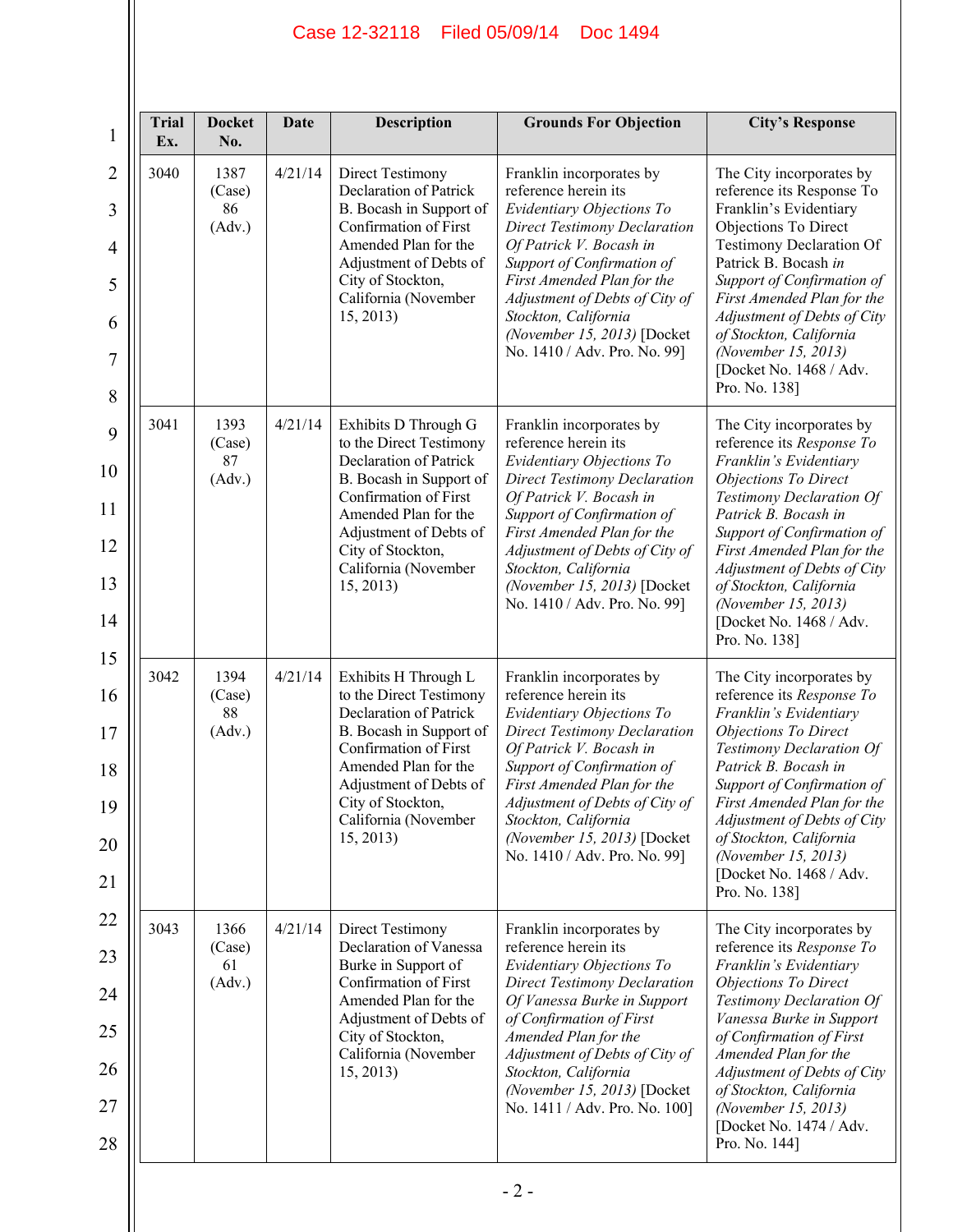| Trial Ex. | Docket No. | Date | Description | Grounds For Objection | City's Response |
|---|---|---|---|---|---|
| 3040 | 1387 (Case) 86 (Adv.) | 4/21/14 | Direct Testimony Declaration of Patrick B. Bocash in Support of Confirmation of First Amended Plan for the Adjustment of Debts of City of Stockton, California (November 15, 2013) | Franklin incorporates by reference herein its *Evidentiary Objections To Direct Testimony Declaration Of Patrick V. Bocash in Support of Confirmation of First Amended Plan for the Adjustment of Debts of City of Stockton, California (November 15, 2013)* [Docket No. 1410 / Adv. Pro. No. 99] | The City incorporates by reference its Response To Franklin's Evidentiary Objections To Direct Testimony Declaration Of Patrick B. Bocash *in Support of Confirmation of First Amended Plan for the Adjustment of Debts of City of Stockton, California (November 15, 2013)* [Docket No. 1468 / Adv. Pro. No. 138] |
| 3041 | 1393 (Case) 87 (Adv.) | 4/21/14 | Exhibits D Through G to the Direct Testimony Declaration of Patrick B. Bocash in Support of Confirmation of First Amended Plan for the Adjustment of Debts of City of Stockton, California (November 15, 2013) | Franklin incorporates by reference herein its *Evidentiary Objections To Direct Testimony Declaration Of Patrick V. Bocash in Support of Confirmation of First Amended Plan for the Adjustment of Debts of City of Stockton, California (November 15, 2013)* [Docket No. 1410 / Adv. Pro. No. 99] | The City incorporates by reference its *Response To Franklin's Evidentiary Objections To Direct Testimony Declaration Of Patrick B. Bocash in Support of Confirmation of First Amended Plan for the Adjustment of Debts of City of Stockton, California (November 15, 2013)* [Docket No. 1468 / Adv. Pro. No. 138] |
| 3042 | 1394 (Case) 88 (Adv.) | 4/21/14 | Exhibits H Through L to the Direct Testimony Declaration of Patrick B. Bocash in Support of Confirmation of First Amended Plan for the Adjustment of Debts of City of Stockton, California (November 15, 2013) | Franklin incorporates by reference herein its *Evidentiary Objections To Direct Testimony Declaration Of Patrick V. Bocash in Support of Confirmation of First Amended Plan for the Adjustment of Debts of City of Stockton, California (November 15, 2013)* [Docket No. 1410 / Adv. Pro. No. 99] | The City incorporates by reference its *Response To Franklin's Evidentiary Objections To Direct Testimony Declaration Of Patrick B. Bocash in Support of Confirmation of First Amended Plan for the Adjustment of Debts of City of Stockton, California (November 15, 2013)* [Docket No. 1468 / Adv. Pro. No. 138] |
| 3043 | 1366 (Case) 61 (Adv.) | 4/21/14 | Direct Testimony Declaration of Vanessa Burke in Support of Confirmation of First Amended Plan for the Adjustment of Debts of City of Stockton, California (November 15, 2013) | Franklin incorporates by reference herein its *Evidentiary Objections To Direct Testimony Declaration Of Vanessa Burke in Support of Confirmation of First Amended Plan for the Adjustment of Debts of City of Stockton, California (November 15, 2013)* [Docket No. 1411 / Adv. Pro. No. 100] | The City incorporates by reference its *Response To Franklin's Evidentiary Objections To Direct Testimony Declaration Of Vanessa Burke in Support of Confirmation of First Amended Plan for the Adjustment of Debts of City of Stockton, California (November 15, 2013)* [Docket No. 1474 / Adv. Pro. No. 144] |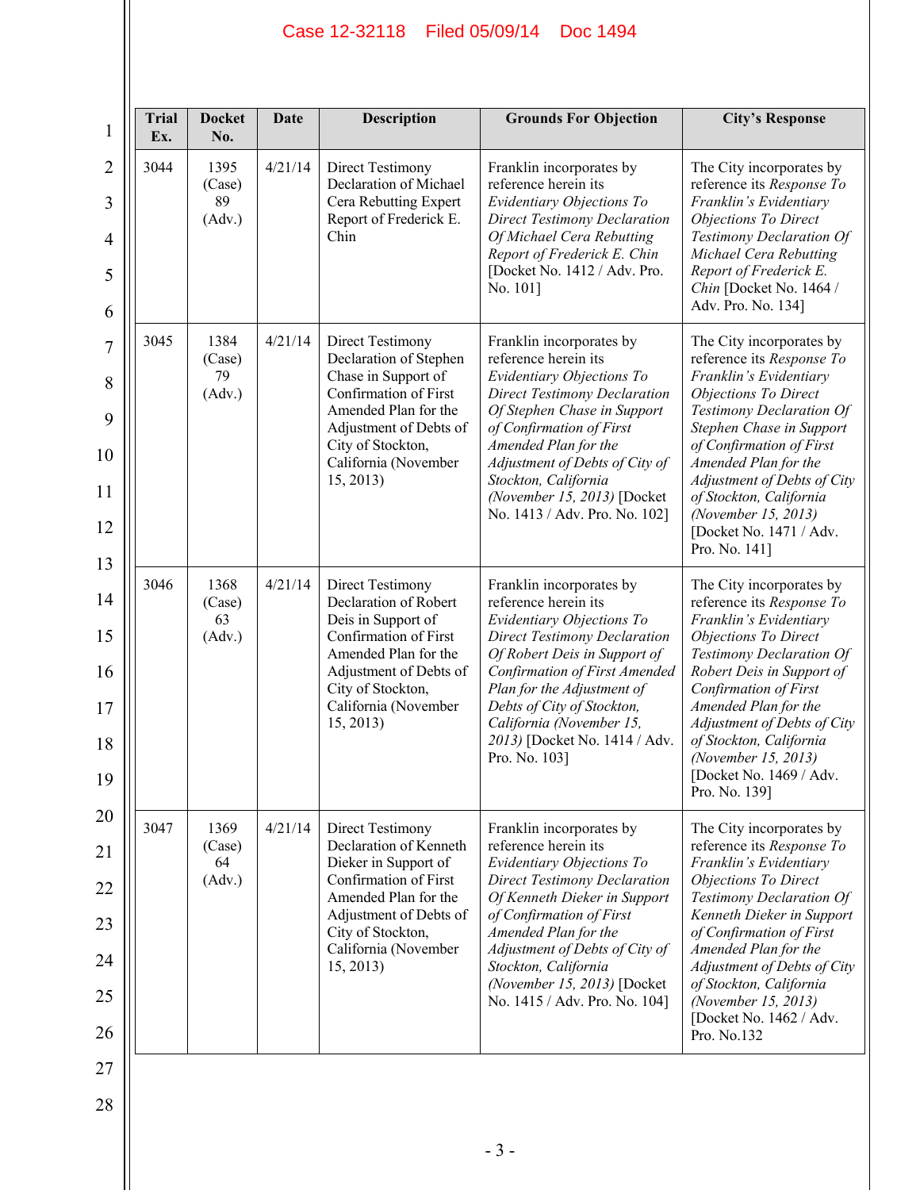| Trial Ex. | Docket No. | Date | Description | Grounds For Objection | City's Response |
|---|---|---|---|---|---|
| 3044 | 1395 (Case) 89 (Adv.) | 4/21/14 | Direct Testimony Declaration of Michael Cera Rebutting Expert Report of Frederick E. Chin | Franklin incorporates by reference herein its *Evidentiary Objections To Direct Testimony Declaration Of Michael Cera Rebutting Report of Frederick E. Chin* [Docket No. 1412 / Adv. Pro. No. 101] | The City incorporates by reference its *Response To Franklin's Evidentiary Objections To Direct Testimony Declaration Of Michael Cera Rebutting Report of Frederick E. Chin* [Docket No. 1464 / Adv. Pro. No. 134] |
| 3045 | 1384 (Case) 79 (Adv.) | 4/21/14 | Direct Testimony Declaration of Stephen Chase in Support of Confirmation of First Amended Plan for the Adjustment of Debts of City of Stockton, California (November 15, 2013) | Franklin incorporates by reference herein its *Evidentiary Objections To Direct Testimony Declaration Of Stephen Chase in Support of Confirmation of First Amended Plan for the Adjustment of Debts of City of Stockton, California (November 15, 2013)* [Docket No. 1413 / Adv. Pro. No. 102] | The City incorporates by reference its *Response To Franklin's Evidentiary Objections To Direct Testimony Declaration Of Stephen Chase in Support of Confirmation of First Amended Plan for the Adjustment of Debts of City of Stockton, California (November 15, 2013)* [Docket No. 1471 / Adv. Pro. No. 141] |
| 3046 | 1368 (Case) 63 (Adv.) | 4/21/14 | Direct Testimony Declaration of Robert Deis in Support of Confirmation of First Amended Plan for the Adjustment of Debts of City of Stockton, California (November 15, 2013) | Franklin incorporates by reference herein its *Evidentiary Objections To Direct Testimony Declaration Of Robert Deis in Support of Confirmation of First Amended Plan for the Adjustment of Debts of City of Stockton, California (November 15, 2013)* [Docket No. 1414 / Adv. Pro. No. 103] | The City incorporates by reference its *Response To Franklin's Evidentiary Objections To Direct Testimony Declaration Of Robert Deis in Support of Confirmation of First Amended Plan for the Adjustment of Debts of City of Stockton, California (November 15, 2013)* [Docket No. 1469 / Adv. Pro. No. 139] |
| 3047 | 1369 (Case) 64 (Adv.) | 4/21/14 | Direct Testimony Declaration of Kenneth Dieker in Support of Confirmation of First Amended Plan for the Adjustment of Debts of City of Stockton, California (November 15, 2013) | Franklin incorporates by reference herein its *Evidentiary Objections To Direct Testimony Declaration Of Kenneth Dieker in Support of Confirmation of First Amended Plan for the Adjustment of Debts of City of Stockton, California (November 15, 2013)* [Docket No. 1415 / Adv. Pro. No. 104] | The City incorporates by reference its *Response To Franklin's Evidentiary Objections To Direct Testimony Declaration Of Kenneth Dieker in Support of Confirmation of First Amended Plan for the Adjustment of Debts of City of Stockton, California (November 15, 2013)* [Docket No. 1462 / Adv. Pro. No.132 |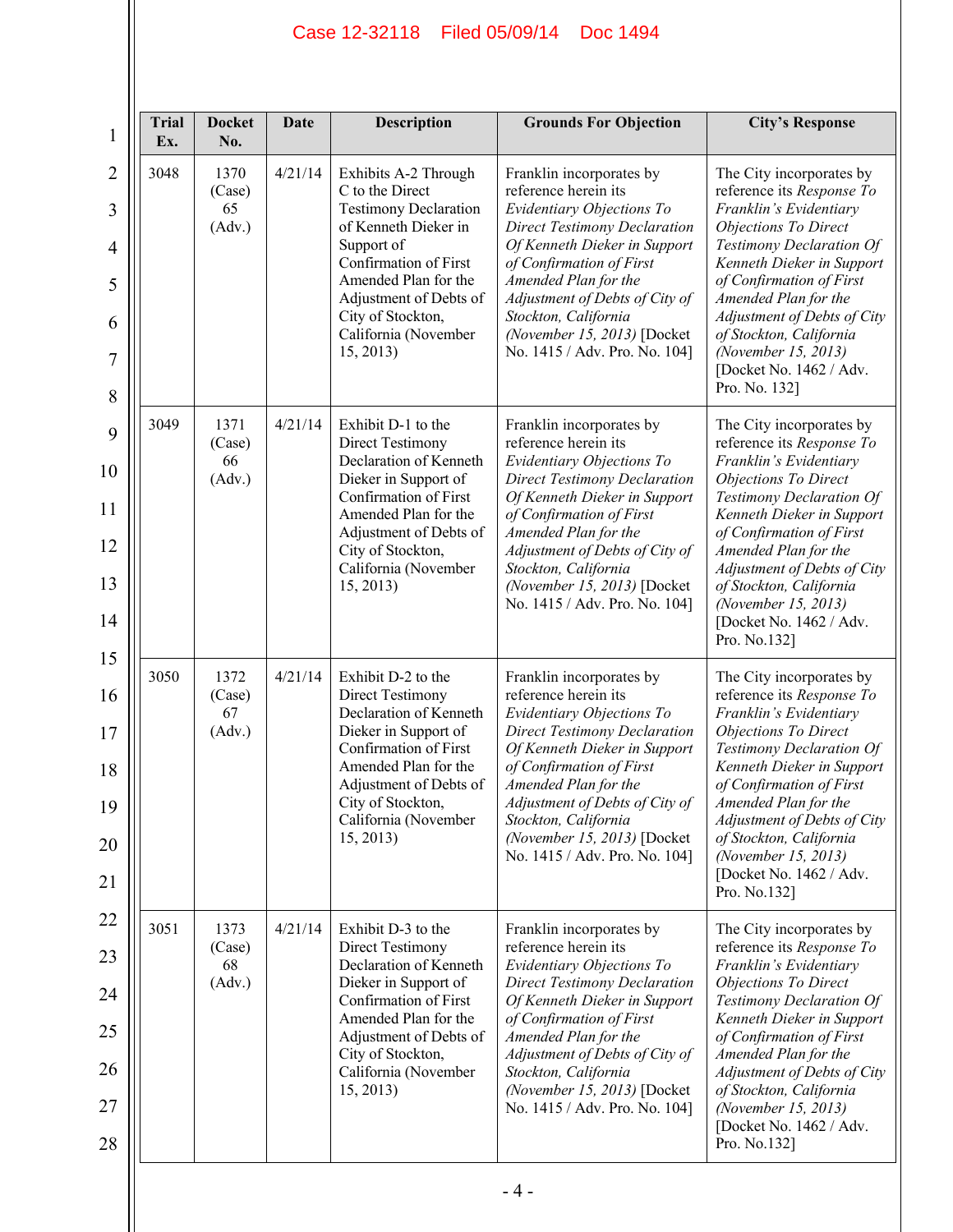| Trial Ex. | Docket No. | Date | Description | Grounds For Objection | City's Response |
|---|---|---|---|---|---|
| 3048 | 1370 (Case) 65 (Adv.) | 4/21/14 | Exhibits A-2 Through C to the Direct Testimony Declaration of Kenneth Dieker in Support of Confirmation of First Amended Plan for the Adjustment of Debts of City of Stockton, California (November 15, 2013) | Franklin incorporates by reference herein its *Evidentiary Objections To Direct Testimony Declaration Of Kenneth Dieker in Support of Confirmation of First Amended Plan for the Adjustment of Debts of City of Stockton, California (November 15, 2013)* [Docket No. 1415 / Adv. Pro. No. 104] | The City incorporates by reference its *Response To Franklin's Evidentiary Objections To Direct Testimony Declaration Of Kenneth Dieker in Support of Confirmation of First Amended Plan for the Adjustment of Debts of City of Stockton, California (November 15, 2013)* [Docket No. 1462 / Adv. Pro. No. 132] |
| 3049 | 1371 (Case) 66 (Adv.) | 4/21/14 | Exhibit D-1 to the Direct Testimony Declaration of Kenneth Dieker in Support of Confirmation of First Amended Plan for the Adjustment of Debts of City of Stockton, California (November 15, 2013) | Franklin incorporates by reference herein its *Evidentiary Objections To Direct Testimony Declaration Of Kenneth Dieker in Support of Confirmation of First Amended Plan for the Adjustment of Debts of City of Stockton, California (November 15, 2013)* [Docket No. 1415 / Adv. Pro. No. 104] | The City incorporates by reference its *Response To Franklin's Evidentiary Objections To Direct Testimony Declaration Of Kenneth Dieker in Support of Confirmation of First Amended Plan for the Adjustment of Debts of City of Stockton, California (November 15, 2013)* [Docket No. 1462 / Adv. Pro. No.132] |
| 3050 | 1372 (Case) 67 (Adv.) | 4/21/14 | Exhibit D-2 to the Direct Testimony Declaration of Kenneth Dieker in Support of Confirmation of First Amended Plan for the Adjustment of Debts of City of Stockton, California (November 15, 2013) | Franklin incorporates by reference herein its *Evidentiary Objections To Direct Testimony Declaration Of Kenneth Dieker in Support of Confirmation of First Amended Plan for the Adjustment of Debts of City of Stockton, California (November 15, 2013)* [Docket No. 1415 / Adv. Pro. No. 104] | The City incorporates by reference its *Response To Franklin's Evidentiary Objections To Direct Testimony Declaration Of Kenneth Dieker in Support of Confirmation of First Amended Plan for the Adjustment of Debts of City of Stockton, California (November 15, 2013)* [Docket No. 1462 / Adv. Pro. No.132] |
| 3051 | 1373 (Case) 68 (Adv.) | 4/21/14 | Exhibit D-3 to the Direct Testimony Declaration of Kenneth Dieker in Support of Confirmation of First Amended Plan for the Adjustment of Debts of City of Stockton, California (November 15, 2013) | Franklin incorporates by reference herein its *Evidentiary Objections To Direct Testimony Declaration Of Kenneth Dieker in Support of Confirmation of First Amended Plan for the Adjustment of Debts of City of Stockton, California (November 15, 2013)* [Docket No. 1415 / Adv. Pro. No. 104] | The City incorporates by reference its *Response To Franklin's Evidentiary Objections To Direct Testimony Declaration Of Kenneth Dieker in Support of Confirmation of First Amended Plan for the Adjustment of Debts of City of Stockton, California (November 15, 2013)* [Docket No. 1462 / Adv. Pro. No.132] |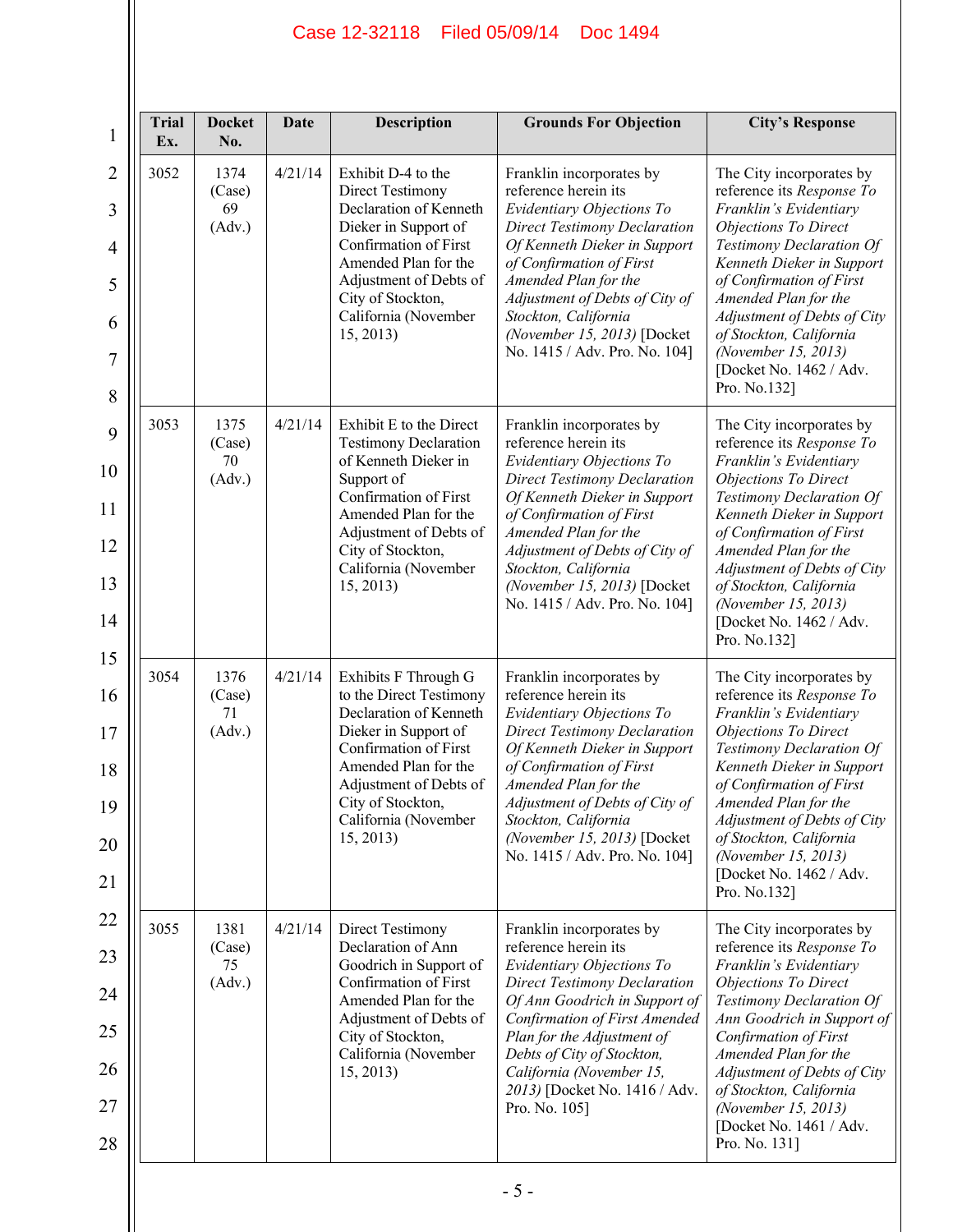| Trial Ex. | Docket No. | Date | Description | Grounds For Objection | City's Response |
|---|---|---|---|---|---|
| 3052 | 1374 (Case) 69 (Adv.) | 4/21/14 | Exhibit D-4 to the Direct Testimony Declaration of Kenneth Dieker in Support of Confirmation of First Amended Plan for the Adjustment of Debts of City of Stockton, California (November 15, 2013) | Franklin incorporates by reference herein its *Evidentiary Objections To Direct Testimony Declaration Of Kenneth Dieker in Support of Confirmation of First Amended Plan for the Adjustment of Debts of City of Stockton, California (November 15, 2013)* [Docket No. 1415 / Adv. Pro. No. 104] | The City incorporates by reference its *Response To Franklin's Evidentiary Objections To Direct Testimony Declaration Of Kenneth Dieker in Support of Confirmation of First Amended Plan for the Adjustment of Debts of City of Stockton, California (November 15, 2013)* [Docket No. 1462 / Adv. Pro. No.132] |
| 3053 | 1375 (Case) 70 (Adv.) | 4/21/14 | Exhibit E to the Direct Testimony Declaration of Kenneth Dieker in Support of Confirmation of First Amended Plan for the Adjustment of Debts of City of Stockton, California (November 15, 2013) | Franklin incorporates by reference herein its *Evidentiary Objections To Direct Testimony Declaration Of Kenneth Dieker in Support of Confirmation of First Amended Plan for the Adjustment of Debts of City of Stockton, California (November 15, 2013)* [Docket No. 1415 / Adv. Pro. No. 104] | The City incorporates by reference its *Response To Franklin's Evidentiary Objections To Direct Testimony Declaration Of Kenneth Dieker in Support of Confirmation of First Amended Plan for the Adjustment of Debts of City of Stockton, California (November 15, 2013)* [Docket No. 1462 / Adv. Pro. No.132] |
| 3054 | 1376 (Case) 71 (Adv.) | 4/21/14 | Exhibits F Through G to the Direct Testimony Declaration of Kenneth Dieker in Support of Confirmation of First Amended Plan for the Adjustment of Debts of City of Stockton, California (November 15, 2013) | Franklin incorporates by reference herein its *Evidentiary Objections To Direct Testimony Declaration Of Kenneth Dieker in Support of Confirmation of First Amended Plan for the Adjustment of Debts of City of Stockton, California (November 15, 2013)* [Docket No. 1415 / Adv. Pro. No. 104] | The City incorporates by reference its *Response To Franklin's Evidentiary Objections To Direct Testimony Declaration Of Kenneth Dieker in Support of Confirmation of First Amended Plan for the Adjustment of Debts of City of Stockton, California (November 15, 2013)* [Docket No. 1462 / Adv. Pro. No.132] |
| 3055 | 1381 (Case) 75 (Adv.) | 4/21/14 | Direct Testimony Declaration of Ann Goodrich in Support of Confirmation of First Amended Plan for the Adjustment of Debts of City of Stockton, California (November 15, 2013) | Franklin incorporates by reference herein its *Evidentiary Objections To Direct Testimony Declaration Of Ann Goodrich in Support of Confirmation of First Amended Plan for the Adjustment of Debts of City of Stockton, California (November 15, 2013)* [Docket No. 1416 / Adv. Pro. No. 105] | The City incorporates by reference its *Response To Franklin's Evidentiary Objections To Direct Testimony Declaration Of Ann Goodrich in Support of Confirmation of First Amended Plan for the Adjustment of Debts of City of Stockton, California (November 15, 2013)* [Docket No. 1461 / Adv. Pro. No. 131] |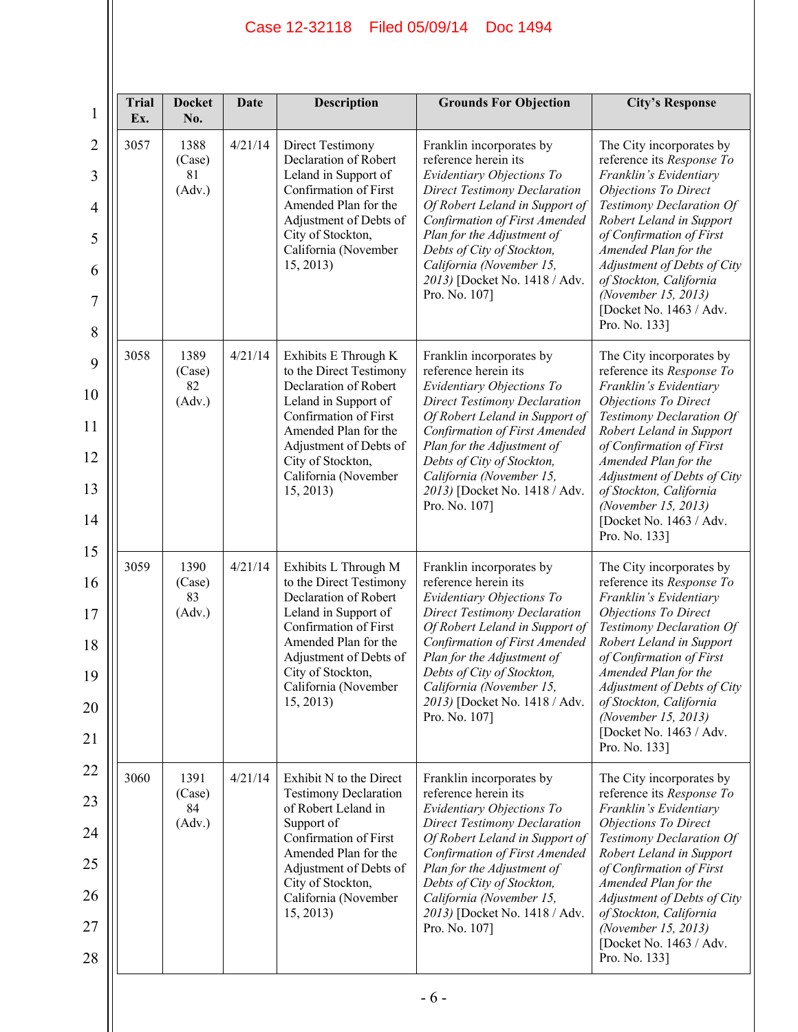| Trial Ex. | Docket No. | Date | Description | Grounds For Objection | City's Response |
|---|---|---|---|---|---|
| 3057 | 1388 (Case) 81 (Adv.) | 4/21/14 | Direct Testimony Declaration of Robert Leland in Support of Confirmation of First Amended Plan for the Adjustment of Debts of City of Stockton, California (November 15, 2013) | Franklin incorporates by reference herein its *Evidentiary Objections To Direct Testimony Declaration Of Robert Leland in Support of Confirmation of First Amended Plan for the Adjustment of Debts of City of Stockton, California (November 15, 2013)* [Docket No. 1418 / Adv. Pro. No. 107] | The City incorporates by reference its *Response To Franklin's Evidentiary Objections To Direct Testimony Declaration Of Robert Leland in Support of Confirmation of First Amended Plan for the Adjustment of Debts of City of Stockton, California (November 15, 2013)* [Docket No. 1463 / Adv. Pro. No. 133] |
| 3058 | 1389 (Case) 82 (Adv.) | 4/21/14 | Exhibits E Through K to the Direct Testimony Declaration of Robert Leland in Support of Confirmation of First Amended Plan for the Adjustment of Debts of City of Stockton, California (November 15, 2013) | Franklin incorporates by reference herein its *Evidentiary Objections To Direct Testimony Declaration Of Robert Leland in Support of Confirmation of First Amended Plan for the Adjustment of Debts of City of Stockton, California (November 15, 2013)* [Docket No. 1418 / Adv. Pro. No. 107] | The City incorporates by reference its *Response To Franklin's Evidentiary Objections To Direct Testimony Declaration Of Robert Leland in Support of Confirmation of First Amended Plan for the Adjustment of Debts of City of Stockton, California (November 15, 2013)* [Docket No. 1463 / Adv. Pro. No. 133] |
| 3059 | 1390 (Case) 83 (Adv.) | 4/21/14 | Exhibits L Through M to the Direct Testimony Declaration of Robert Leland in Support of Confirmation of First Amended Plan for the Adjustment of Debts of City of Stockton, California (November 15, 2013) | Franklin incorporates by reference herein its *Evidentiary Objections To Direct Testimony Declaration Of Robert Leland in Support of Confirmation of First Amended Plan for the Adjustment of Debts of City of Stockton, California (November 15, 2013)* [Docket No. 1418 / Adv. Pro. No. 107] | The City incorporates by reference its *Response To Franklin's Evidentiary Objections To Direct Testimony Declaration Of Robert Leland in Support of Confirmation of First Amended Plan for the Adjustment of Debts of City of Stockton, California (November 15, 2013)* [Docket No. 1463 / Adv. Pro. No. 133] |
| 3060 | 1391 (Case) 84 (Adv.) | 4/21/14 | Exhibit N to the Direct Testimony Declaration of Robert Leland in Support of Confirmation of First Amended Plan for the Adjustment of Debts of City of Stockton, California (November 15, 2013) | Franklin incorporates by reference herein its *Evidentiary Objections To Direct Testimony Declaration Of Robert Leland in Support of Confirmation of First Amended Plan for the Adjustment of Debts of City of Stockton, California (November 15, 2013)* [Docket No. 1418 / Adv. Pro. No. 107] | The City incorporates by reference its *Response To Franklin's Evidentiary Objections To Direct Testimony Declaration Of Robert Leland in Support of Confirmation of First Amended Plan for the Adjustment of Debts of City of Stockton, California (November 15, 2013)* [Docket No. 1463 / Adv. Pro. No. 133] |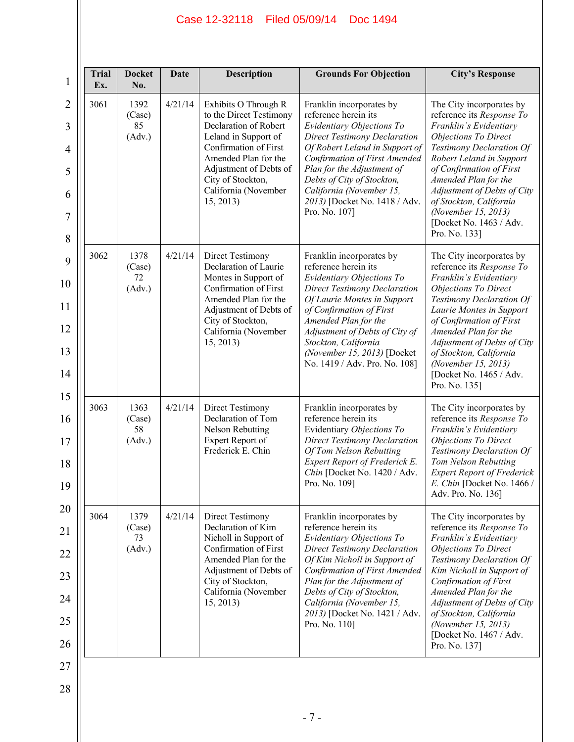| Trial Ex. | Docket No. | Date | Description | Grounds For Objection | City's Response |
|---|---|---|---|---|---|
| 3061 | 1392 (Case) 85 (Adv.) | 4/21/14 | Exhibits O Through R to the Direct Testimony Declaration of Robert Leland in Support of Confirmation of First Amended Plan for the Adjustment of Debts of City of Stockton, California (November 15, 2013) | Franklin incorporates by reference herein its *Evidentiary Objections To Direct Testimony Declaration Of Robert Leland in Support of Confirmation of First Amended Plan for the Adjustment of Debts of City of Stockton, California (November 15, 2013)* [Docket No. 1418 / Adv. Pro. No. 107] | The City incorporates by reference its *Response To Franklin's Evidentiary Objections To Direct Testimony Declaration Of Robert Leland in Support of Confirmation of First Amended Plan for the Adjustment of Debts of City of Stockton, California (November 15, 2013)* [Docket No. 1463 / Adv. Pro. No. 133] |
| 3062 | 1378 (Case) 72 (Adv.) | 4/21/14 | Direct Testimony Declaration of Laurie Montes in Support of Confirmation of First Amended Plan for the Adjustment of Debts of City of Stockton, California (November 15, 2013) | Franklin incorporates by reference herein its *Evidentiary Objections To Direct Testimony Declaration Of Laurie Montes in Support of Confirmation of First Amended Plan for the Adjustment of Debts of City of Stockton, California (November 15, 2013)* [Docket No. 1419 / Adv. Pro. No. 108] | The City incorporates by reference its *Response To Franklin's Evidentiary Objections To Direct Testimony Declaration Of Laurie Montes in Support of Confirmation of First Amended Plan for the Adjustment of Debts of City of Stockton, California (November 15, 2013)* [Docket No. 1465 / Adv. Pro. No. 135] |
| 3063 | 1363 (Case) 58 (Adv.) | 4/21/14 | Direct Testimony Declaration of Tom Nelson Rebutting Expert Report of Frederick E. Chin | Franklin incorporates by reference herein its Evidentiary *Objections To Direct Testimony Declaration Of Tom Nelson Rebutting Expert Report of Frederick E. Chin* [Docket No. 1420 / Adv. Pro. No. 109] | The City incorporates by reference its *Response To Franklin's Evidentiary Objections To Direct Testimony Declaration Of Tom Nelson Rebutting Expert Report of Frederick E. Chin* [Docket No. 1466 / Adv. Pro. No. 136] |
| 3064 | 1379 (Case) 73 (Adv.) | 4/21/14 | Direct Testimony Declaration of Kim Nicholl in Support of Confirmation of First Amended Plan for the Adjustment of Debts of City of Stockton, California (November 15, 2013) | Franklin incorporates by reference herein its *Evidentiary Objections To Direct Testimony Declaration Of Kim Nicholl in Support of Confirmation of First Amended Plan for the Adjustment of Debts of City of Stockton, California (November 15, 2013)* [Docket No. 1421 / Adv. Pro. No. 110] | The City incorporates by reference its *Response To Franklin's Evidentiary Objections To Direct Testimony Declaration Of Kim Nicholl in Support of Confirmation of First Amended Plan for the Adjustment of Debts of City of Stockton, California (November 15, 2013)* [Docket No. 1467 / Adv. Pro. No. 137] |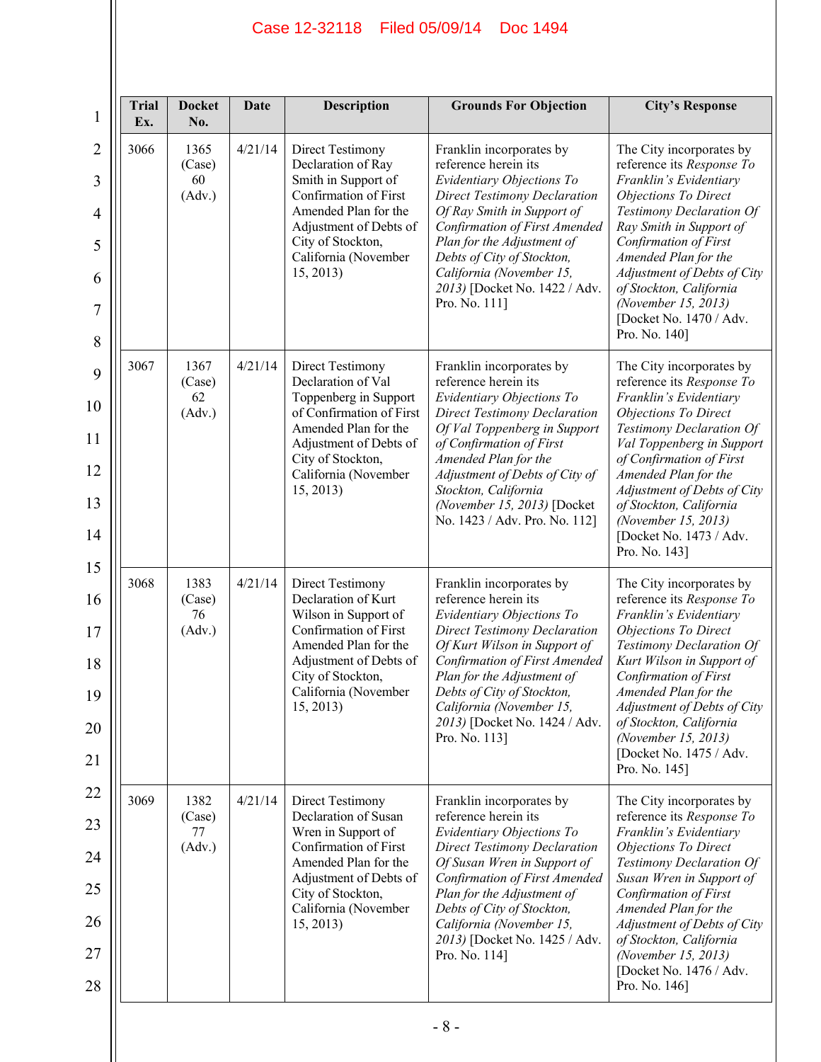| Trial Ex. | Docket No. | Date | Description | Grounds For Objection | City's Response |
|---|---|---|---|---|---|
| 3066 | 1365 (Case) 60 (Adv.) | 4/21/14 | Direct Testimony Declaration of Ray Smith in Support of Confirmation of First Amended Plan for the Adjustment of Debts of City of Stockton, California (November 15, 2013) | Franklin incorporates by reference herein its *Evidentiary Objections To Direct Testimony Declaration Of Ray Smith in Support of Confirmation of First Amended Plan for the Adjustment of Debts of City of Stockton, California (November 15, 2013)* [Docket No. 1422 / Adv. Pro. No. 111] | The City incorporates by reference its *Response To Franklin's Evidentiary Objections To Direct Testimony Declaration Of Ray Smith in Support of Confirmation of First Amended Plan for the Adjustment of Debts of City of Stockton, California (November 15, 2013)* [Docket No. 1470 / Adv. Pro. No. 140] |
| 3067 | 1367 (Case) 62 (Adv.) | 4/21/14 | Direct Testimony Declaration of Val Toppenberg in Support of Confirmation of First Amended Plan for the Adjustment of Debts of City of Stockton, California (November 15, 2013) | Franklin incorporates by reference herein its *Evidentiary Objections To Direct Testimony Declaration Of Val Toppenberg in Support of Confirmation of First Amended Plan for the Adjustment of Debts of City of Stockton, California (November 15, 2013)* [Docket No. 1423 / Adv. Pro. No. 112] | The City incorporates by reference its *Response To Franklin's Evidentiary Objections To Direct Testimony Declaration Of Val Toppenberg in Support of Confirmation of First Amended Plan for the Adjustment of Debts of City of Stockton, California (November 15, 2013)* [Docket No. 1473 / Adv. Pro. No. 143] |
| 3068 | 1383 (Case) 76 (Adv.) | 4/21/14 | Direct Testimony Declaration of Kurt Wilson in Support of Confirmation of First Amended Plan for the Adjustment of Debts of City of Stockton, California (November 15, 2013) | Franklin incorporates by reference herein its *Evidentiary Objections To Direct Testimony Declaration Of Kurt Wilson in Support of Confirmation of First Amended Plan for the Adjustment of Debts of City of Stockton, California (November 15, 2013)* [Docket No. 1424 / Adv. Pro. No. 113] | The City incorporates by reference its *Response To Franklin's Evidentiary Objections To Direct Testimony Declaration Of Kurt Wilson in Support of Confirmation of First Amended Plan for the Adjustment of Debts of City of Stockton, California (November 15, 2013)* [Docket No. 1475 / Adv. Pro. No. 145] |
| 3069 | 1382 (Case) 77 (Adv.) | 4/21/14 | Direct Testimony Declaration of Susan Wren in Support of Confirmation of First Amended Plan for the Adjustment of Debts of City of Stockton, California (November 15, 2013) | Franklin incorporates by reference herein its *Evidentiary Objections To Direct Testimony Declaration Of Susan Wren in Support of Confirmation of First Amended Plan for the Adjustment of Debts of City of Stockton, California (November 15, 2013)* [Docket No. 1425 / Adv. Pro. No. 114] | The City incorporates by reference its *Response To Franklin's Evidentiary Objections To Direct Testimony Declaration Of Susan Wren in Support of Confirmation of First Amended Plan for the Adjustment of Debts of City of Stockton, California (November 15, 2013)* [Docket No. 1476 / Adv. Pro. No. 146] |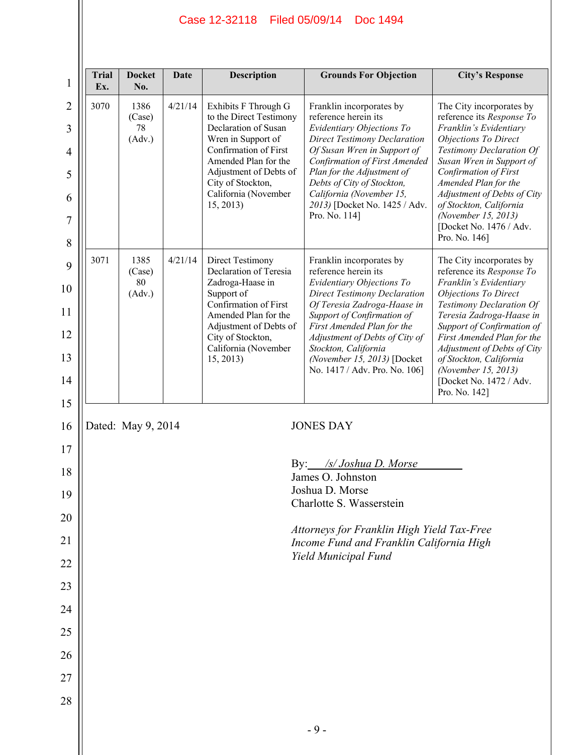| Trial Ex. | Docket No. | Date | Description | Grounds For Objection | City's Response |
|---|---|---|---|---|---|
| 3070 | 1386 (Case) 78 (Adv.) | 4/21/14 | Exhibits F Through G to the Direct Testimony Declaration of Susan Wren in Support of Confirmation of First Amended Plan for the Adjustment of Debts of City of Stockton, California (November 15, 2013) | Franklin incorporates by reference herein its *Evidentiary Objections To Direct Testimony Declaration Of Susan Wren in Support of Confirmation of First Amended Plan for the Adjustment of Debts of City of Stockton, California (November 15, 2013)* [Docket No. 1425 / Adv. Pro. No. 114] | The City incorporates by reference its *Response To Franklin's Evidentiary Objections To Direct Testimony Declaration Of Susan Wren in Support of Confirmation of First Amended Plan for the Adjustment of Debts of City of Stockton, California (November 15, 2013)* [Docket No. 1476 / Adv. Pro. No. 146] |
| 3071 | 1385 (Case) 80 (Adv.) | 4/21/14 | Direct Testimony Declaration of Teresia Zadroga-Haase in Support of Confirmation of First Amended Plan for the Adjustment of Debts of City of Stockton, California (November 15, 2013) | Franklin incorporates by reference herein its *Evidentiary Objections To Direct Testimony Declaration Of Teresia Zadroga-Haase in Support of Confirmation of First Amended Plan for the Adjustment of Debts of City of Stockton, California (November 15, 2013)* [Docket No. 1417 / Adv. Pro. No. 106] | The City incorporates by reference its *Response To Franklin's Evidentiary Objections To Direct Testimony Declaration Of Teresia Zadroga-Haase in Support of Confirmation of First Amended Plan for the Adjustment of Debts of City of Stockton, California (November 15, 2013)* [Docket No. 1472 / Adv. Pro. No. 142] |

Dated: May 9, 2014

JONES DAY

By: */s/ Joshua D. Morse*
James O. Johnston
Joshua D. Morse
Charlotte S. Wasserstein

*Attorneys for Franklin High Yield Tax-Free Income Fund and Franklin California High Yield Municipal Fund*